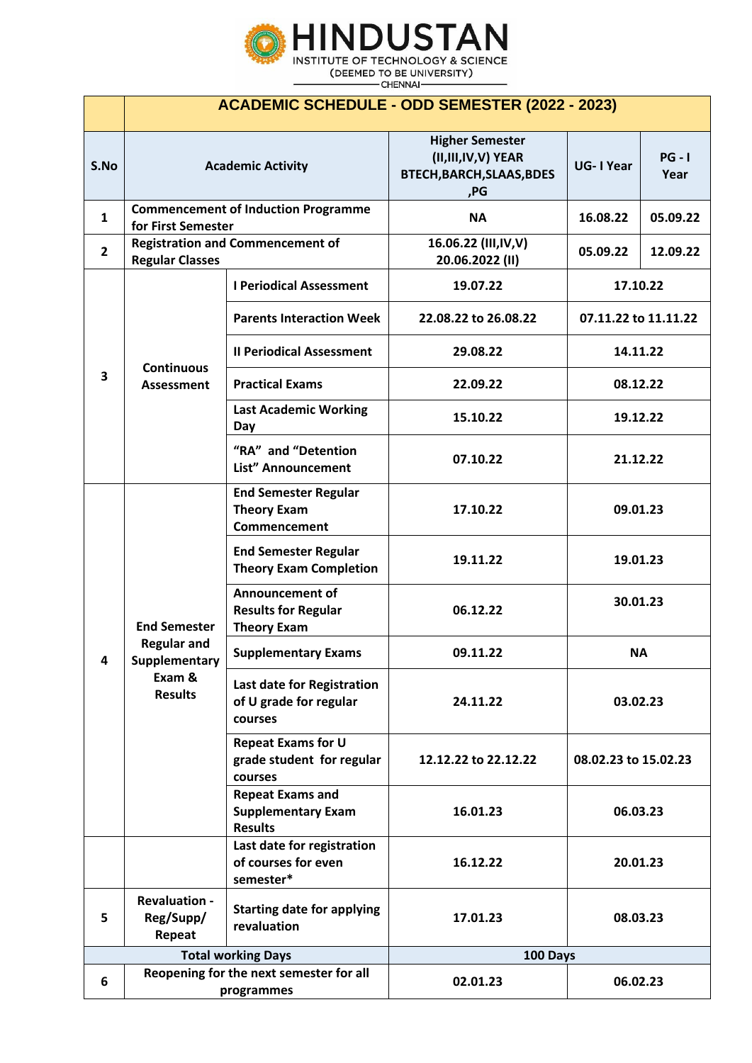# HINDUSTAN
INSTITUTE OF TECHNOLOGY & SCIENCE
(DEEMED TO BE UNIVERSITY)
CHENNAI

## ACADEMIC SCHEDULE - ODD SEMESTER (2022 - 2023)

| S.No | Academic Activity | | Higher Semester (II,III,IV,V) YEAR BTECH,BARCH,SLAAS,BDES ,PG | UG- I Year | PG - I Year |
|---|---|---|---|---|---|
| 1 | Commencement of Induction Programme for First Semester | | NA | 16.08.22 | 05.09.22 |
| 2 | Registration and Commencement of Regular Classes | | 16.06.22 (III,IV,V) 20.06.2022 (II) | 05.09.22 | 12.09.22 |
| 3 | Continuous Assessment | I Periodical Assessment | 19.07.22 | 17.10.22 | |
| | | Parents Interaction Week | 22.08.22 to 26.08.22 | 07.11.22 to 11.11.22 | |
| | | II Periodical Assessment | 29.08.22 | 14.11.22 | |
| | | Practical Exams | 22.09.22 | 08.12.22 | |
| | | Last Academic Working Day | 15.10.22 | 19.12.22 | |
| | | "RA" and "Detention List" Announcement | 07.10.22 | 21.12.22 | |
| 4 | End Semester Regular and Supplementary Exam & Results | End Semester Regular Theory Exam Commencement | 17.10.22 | 09.01.23 | |
| | | End Semester Regular Theory Exam Completion | 19.11.22 | 19.01.23 | |
| | | Announcement of Results for Regular Theory Exam | 06.12.22 | 30.01.23 | |
| | | Supplementary Exams | 09.11.22 | NA | |
| | | Last date for Registration of U grade for regular courses | 24.11.22 | 03.02.23 | |
| | | Repeat Exams for U grade student for regular courses | 12.12.22 to 22.12.22 | 08.02.23 to 15.02.23 | |
| | | Repeat Exams and Supplementary Exam Results | 16.01.23 | 06.03.23 | |
| | | Last date for registration of courses for even semester* | 16.12.22 | 20.01.23 | |
| 5 | Revaluation - Reg/Supp/ Repeat | Starting date for applying revaluation | 17.01.23 | 08.03.23 | |
| Total working Days | | | 100 Days | | |
| 6 | Reopening for the next semester for all programmes | | 02.01.23 | 06.02.23 | |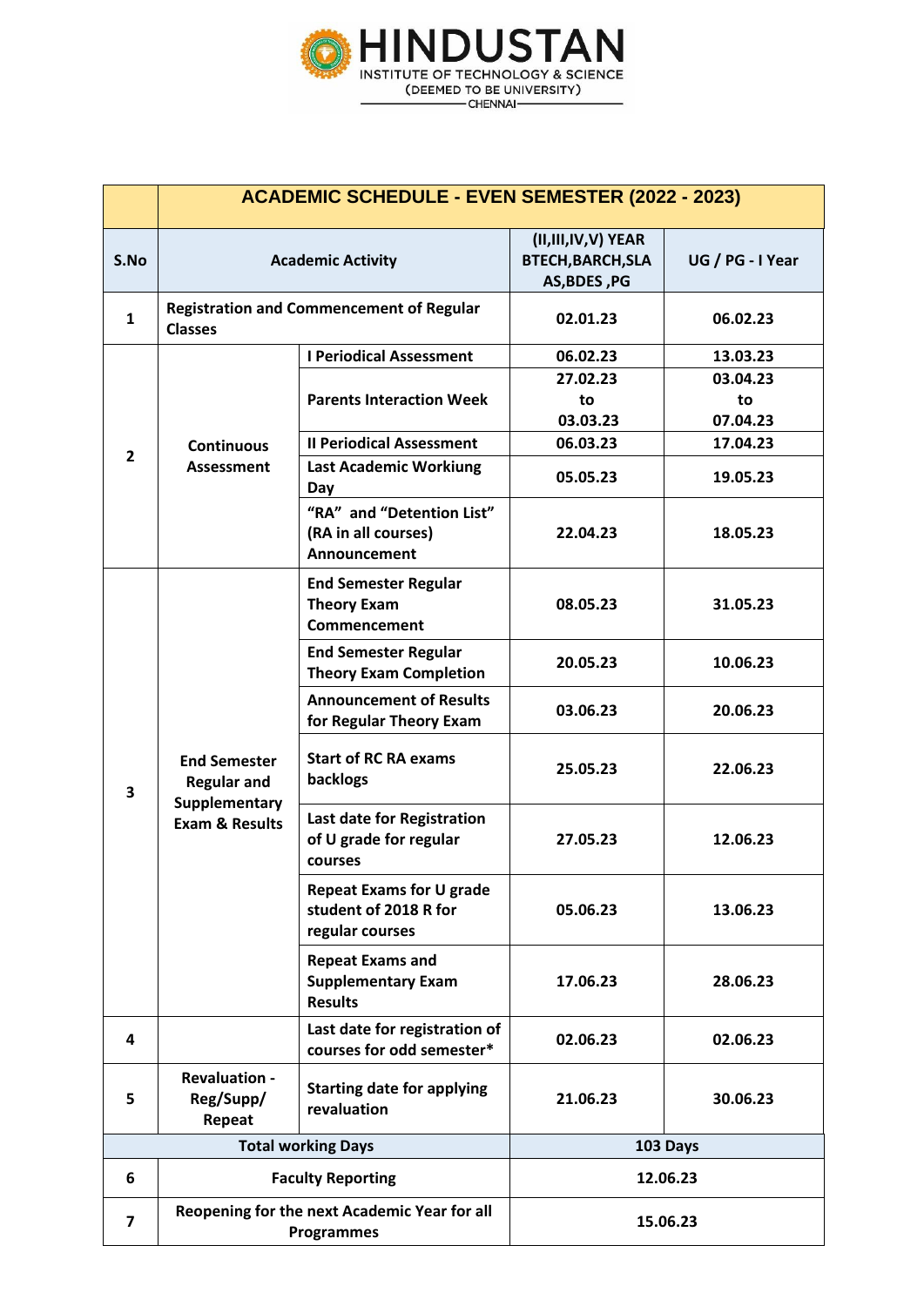**HINDUSTAN**
INSTITUTE OF TECHNOLOGY & SCIENCE
(DEEMED TO BE UNIVERSITY)
CHENNAI

| | ACADEMIC SCHEDULE - EVEN SEMESTER (2022 - 2023) | | | |
|---|---|---|---|---|
| **S.No** | **Academic Activity** | | **(II,III,IV,V) YEAR BTECH,BARCH,SLA AS,BDES ,PG** | **UG / PG - I Year** |
| 1 | Registration and Commencement of Regular Classes | | 02.01.23 | 06.02.23 |
| 2 | Continuous Assessment | I Periodical Assessment | 06.02.23 | 13.03.23 |
| | | Parents Interaction Week | 27.02.23 to 03.03.23 | 03.04.23 to 07.04.23 |
| | | II Periodical Assessment | 06.03.23 | 17.04.23 |
| | | Last Academic Workiung Day | 05.05.23 | 19.05.23 |
| | | "RA" and "Detention List" (RA in all courses) Announcement | 22.04.23 | 18.05.23 |
| 3 | End Semester Regular and Supplementary Exam & Results | End Semester Regular Theory Exam Commencement | 08.05.23 | 31.05.23 |
| | | End Semester Regular Theory Exam Completion | 20.05.23 | 10.06.23 |
| | | Announcement of Results for Regular Theory Exam | 03.06.23 | 20.06.23 |
| | | Start of RC RA exams backlogs | 25.05.23 | 22.06.23 |
| | | Last date for Registration of U grade for regular courses | 27.05.23 | 12.06.23 |
| | | Repeat Exams for U grade student of 2018 R for regular courses | 05.06.23 | 13.06.23 |
| | | Repeat Exams and Supplementary Exam Results | 17.06.23 | 28.06.23 |
| 4 | | Last date for registration of courses for odd semester* | 02.06.23 | 02.06.23 |
| 5 | Revaluation - Reg/Supp/ Repeat | Starting date for applying revaluation | 21.06.23 | 30.06.23 |
| | **Total working Days** | | **103 Days** | |
| 6 | Faculty Reporting | | 12.06.23 | |
| 7 | Reopening for the next Academic Year for all Programmes | | 15.06.23 | |